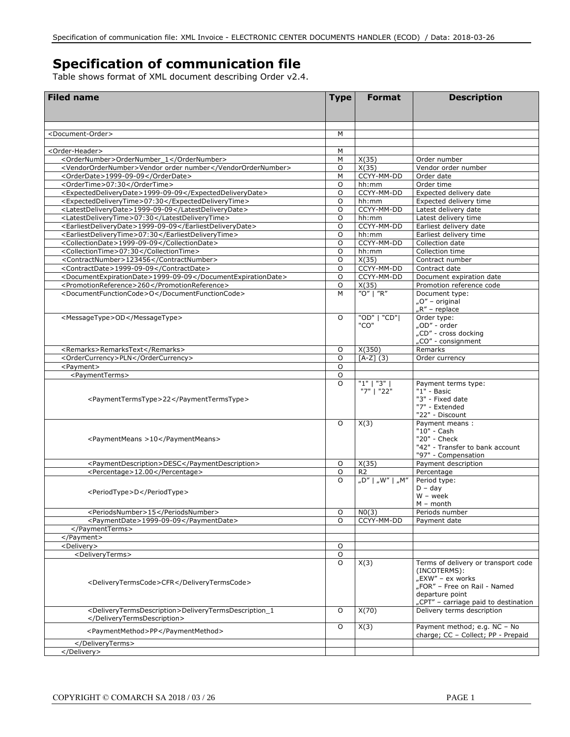# Specification of communication file

Table shows format of XML document describing Order v2.4.

| Filed name | Type | Format | Description |
|---|---|---|---|
| | | | |
| <Document-Order> | M | | |
| | | | |
| <Order-Header> | M | | |
| <OrderNumber>OrderNumber_1</OrderNumber> | M | X(35) | Order number |
| <VendorOrderNumber>Vendor order number</VendorOrderNumber> | O | X(35) | Vendor order number |
| <OrderDate>1999-09-09</OrderDate> | M | CCYY-MM-DD | Order date |
| <OrderTime>07:30</OrderTime> | O | hh:mm | Order time |
| <ExpectedDeliveryDate>1999-09-09</ExpectedDeliveryDate> | O | CCYY-MM-DD | Expected delivery date |
| <ExpectedDeliveryTime>07:30</ExpectedDeliveryTime> | O | hh:mm | Expected delivery time |
| <LatestDeliveryDate>1999-09-09</LatestDeliveryDate> | O | CCYY-MM-DD | Latest delivery date |
| <LatestDeliveryTime>07:30</LatestDeliveryTime> | O | hh:mm | Latest delivery time |
| <EarliestDeliveryDate>1999-09-09</EarliestDeliveryDate> | O | CCYY-MM-DD | Earliest delivery date |
| <EarliestDeliveryTime>07:30</EarliestDeliveryTime> | O | hh:mm | Earliest delivery time |
| <CollectionDate>1999-09-09</CollectionDate> | O | CCYY-MM-DD | Collection date |
| <CollectionTime>07:30</CollectionTime> | O | hh:mm | Collection time |
| <ContractNumber>123456</ContractNumber> | O | X(35) | Contract number |
| <ContractDate>1999-09-09</ContractDate> | O | CCYY-MM-DD | Contract date |
| <DocumentExpirationDate>1999-09-09</DocumentExpirationDate> | O | CCYY-MM-DD | Document expiration date |
| <PromotionReference>260</PromotionReference> | O | X(35) | Promotion reference code |
| <DocumentFunctionCode>O</DocumentFunctionCode> | M | "O" \| "R" | Document type: „O" – original „R" – replace |
| <MessageType>OD</MessageType> | O | "OD" \| "CD"\| "CO" | Order type: „OD" - order „CD" - cross docking „CO" - consignment |
| <Remarks>RemarksText</Remarks> | O | X(350) | Remarks |
| <OrderCurrency>PLN</OrderCurrency> | O | [A-Z] (3) | Order currency |
| <Payment> | O | | |
| <PaymentTerms> | O | | |
| <PaymentTermsType>22</PaymentTermsType> | O | "1" \| "3" \| "7" \| "22" | Payment terms type: "1" - Basic "3" - Fixed date "7" - Extended "22" - Discount |
| <PaymentMeans >10</PaymentMeans> | O | X(3) | Payment means : "10" - Cash "20" - Check "42" - Transfer to bank account "97" - Compensation |
| <PaymentDescription>DESC</PaymentDescription> | O | X(35) | Payment description |
| <Percentage>12.00</Percentage> | O | R2 | Percentage |
| <PeriodType>D</PeriodType> | O | „D" \| „W" \| „M" | Period type: D – day W – week M – month |
| <PeriodsNumber>15</PeriodsNumber> | O | N0(3) | Periods number |
| <PaymentDate>1999-09-09</PaymentDate> | O | CCYY-MM-DD | Payment date |
| </PaymentTerms> | | | |
| </Payment> | | | |
| <Delivery> | O | | |
| <DeliveryTerms> | O | | |
| <DeliveryTermsCode>CFR</DeliveryTermsCode> | O | X(3) | Terms of delivery or transport code (INCOTERMS): „EXW" – ex works „FOR" – Free on Rail - Named departure point „CPT" – carriage paid to destination |
| <DeliveryTermsDescription>DeliveryTermsDescription_1 </DeliveryTermsDescription> | O | X(70) | Delivery terms description |
| <PaymentMethod>PP</PaymentMethod> | O | X(3) | Payment method; e.g. NC – No charge; CC – Collect; PP - Prepaid |
| </DeliveryTerms> | | | |
| </Delivery> | | | |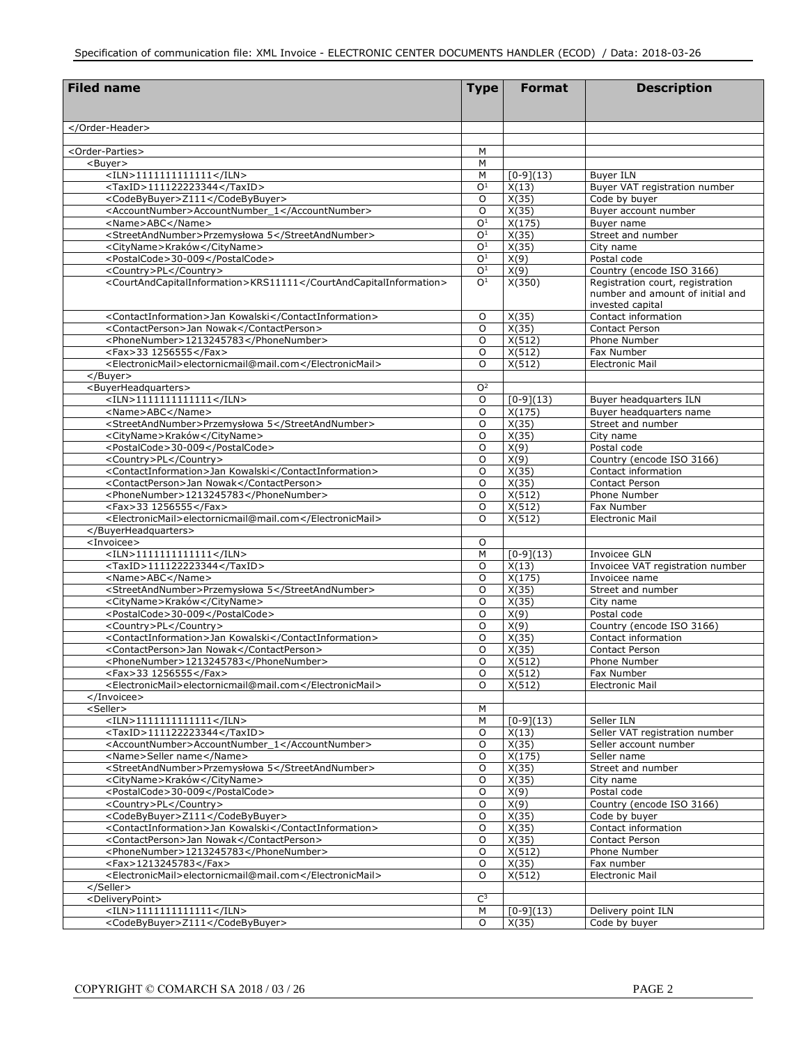| Filed name | Type | Format | Description |
|---|---|---|---|
| </Order-Header> | | | |
| | | | |
| <Order-Parties> | M | | |
| <Buyer> | M | | |
| <ILN>1111111111111</ILN> | M | [0-9](13) | Buyer ILN |
| <TaxID>111122223344</TaxID> | O[1] | X(13) | Buyer VAT registration number |
| <CodeByBuyer>Z111</CodeByBuyer> | O | X(35) | Code by buyer |
| <AccountNumber>AccountNumber_1</AccountNumber> | O | X(35) | Buyer account number |
| <Name>ABC</Name> | O[1] | X(175) | Buyer name |
| <StreetAndNumber>Przemysłowa 5</StreetAndNumber> | O[1] | X(35) | Street and number |
| <CityName>Kraków</CityName> | O[1] | X(35) | City name |
| <PostalCode>30-009</PostalCode> | O[1] | X(9) | Postal code |
| <Country>PL</Country> | O[1] | X(9) | Country (encode ISO 3166) |
| <CourtAndCapitalInformation>KRS11111</CourtAndCapitalInformation> | O[1] | X(350) | Registration court, registration number and amount of initial and invested capital |
| <ContactInformation>Jan Kowalski</ContactInformation> | O | X(35) | Contact information |
| <ContactPerson>Jan Nowak</ContactPerson> | O | X(35) | Contact Person |
| <PhoneNumber>1213245783</PhoneNumber> | O | X(512) | Phone Number |
| <Fax>33 1256555</Fax> | O | X(512) | Fax Number |
| <ElectronicMail>electornicmail@mail.com</ElectronicMail> | O | X(512) | Electronic Mail |
| </Buyer> | | | |
| <BuyerHeadquarters> | O[2] | | |
| <ILN>1111111111111</ILN> | O | [0-9](13) | Buyer headquarters ILN |
| <Name>ABC</Name> | O | X(175) | Buyer headquarters name |
| <StreetAndNumber>Przemysłowa 5</StreetAndNumber> | O | X(35) | Street and number |
| <CityName>Kraków</CityName> | O | X(35) | City name |
| <PostalCode>30-009</PostalCode> | O | X(9) | Postal code |
| <Country>PL</Country> | O | X(9) | Country (encode ISO 3166) |
| <ContactInformation>Jan Kowalski</ContactInformation> | O | X(35) | Contact information |
| <ContactPerson>Jan Nowak</ContactPerson> | O | X(35) | Contact Person |
| <PhoneNumber>1213245783</PhoneNumber> | O | X(512) | Phone Number |
| <Fax>33 1256555</Fax> | O | X(512) | Fax Number |
| <ElectronicMail>electornicmail@mail.com</ElectronicMail> | O | X(512) | Electronic Mail |
| </BuyerHeadquarters> | | | |
| <Invoicee> | O | | |
| <ILN>1111111111111</ILN> | M | [0-9](13) | Invoicee GLN |
| <TaxID>111122223344</TaxID> | O | X(13) | Invoicee VAT registration number |
| <Name>ABC</Name> | O | X(175) | Invoicee name |
| <StreetAndNumber>Przemysłowa 5</StreetAndNumber> | O | X(35) | Street and number |
| <CityName>Kraków</CityName> | O | X(35) | City name |
| <PostalCode>30-009</PostalCode> | O | X(9) | Postal code |
| <Country>PL</Country> | O | X(9) | Country (encode ISO 3166) |
| <ContactInformation>Jan Kowalski</ContactInformation> | O | X(35) | Contact information |
| <ContactPerson>Jan Nowak</ContactPerson> | O | X(35) | Contact Person |
| <PhoneNumber>1213245783</PhoneNumber> | O | X(512) | Phone Number |
| <Fax>33 1256555</Fax> | O | X(512) | Fax Number |
| <ElectronicMail>electornicmail@mail.com</ElectronicMail> | O | X(512) | Electronic Mail |
| </Invoicee> | | | |
| <Seller> | M | | |
| <ILN>1111111111111</ILN> | M | [0-9](13) | Seller ILN |
| <TaxID>111122223344</TaxID> | O | X(13) | Seller VAT registration number |
| <AccountNumber>AccountNumber_1</AccountNumber> | O | X(35) | Seller account number |
| <Name>Seller name</Name> | O | X(175) | Seller name |
| <StreetAndNumber>Przemysłowa 5</StreetAndNumber> | O | X(35) | Street and number |
| <CityName>Kraków</CityName> | O | X(35) | City name |
| <PostalCode>30-009</PostalCode> | O | X(9) | Postal code |
| <Country>PL</Country> | O | X(9) | Country (encode ISO 3166) |
| <CodeByBuyer>Z111</CodeByBuyer> | O | X(35) | Code by buyer |
| <ContactInformation>Jan Kowalski</ContactInformation> | O | X(35) | Contact information |
| <ContactPerson>Jan Nowak</ContactPerson> | O | X(35) | Contact Person |
| <PhoneNumber>1213245783</PhoneNumber> | O | X(512) | Phone Number |
| <Fax>1213245783</Fax> | O | X(35) | Fax number |
| <ElectronicMail>electornicmail@mail.com</ElectronicMail> | O | X(512) | Electronic Mail |
| </Seller> | | | |
| <DeliveryPoint> | C[3] | | |
| <ILN>1111111111111</ILN> | M | [0-9](13) | Delivery point ILN |
| <CodeByBuyer>Z111</CodeByBuyer> | O | X(35) | Code by buyer |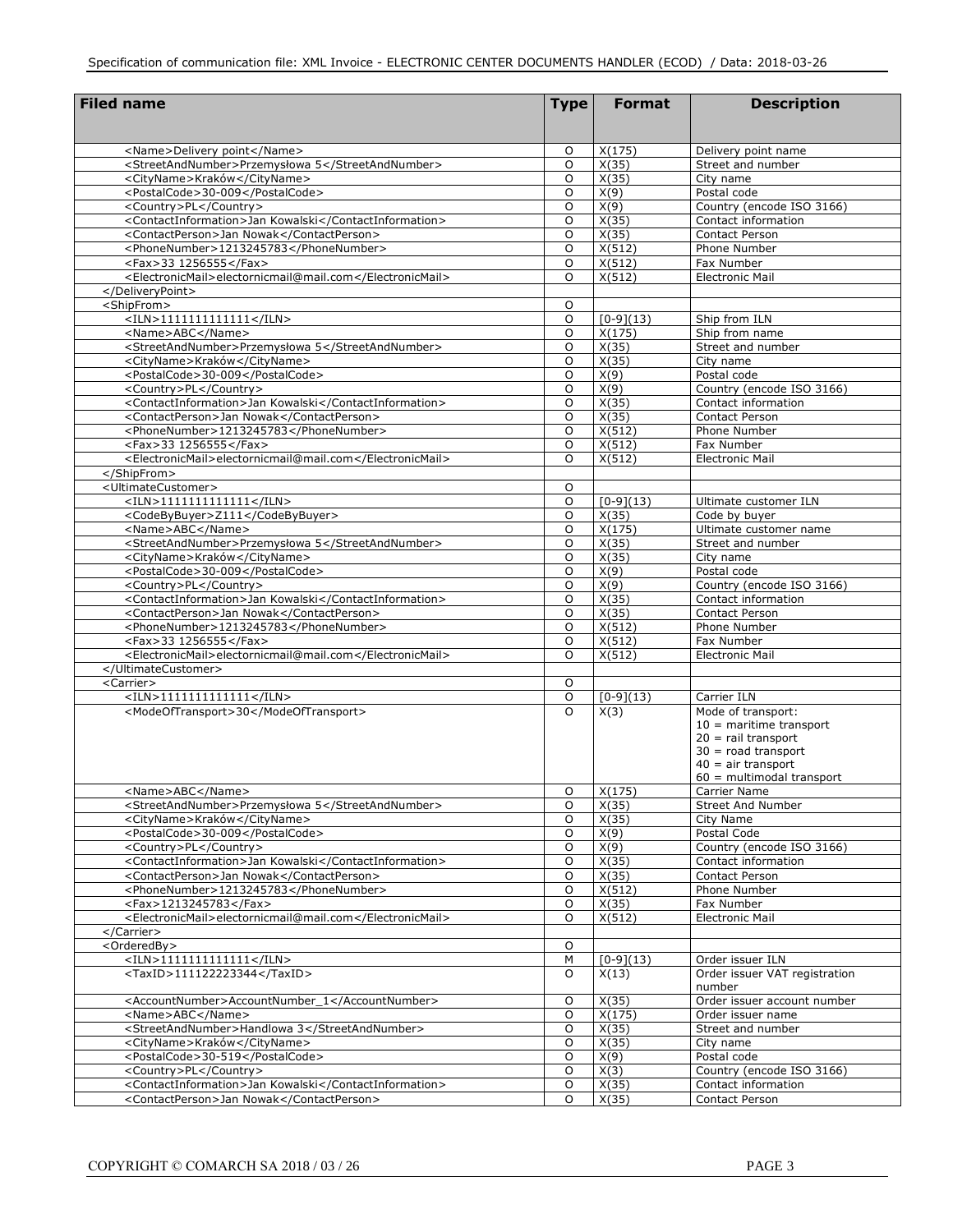| Filed name | Type | Format | Description |
|---|---|---|---|
| <Name>Delivery point</Name> | O | X(175) | Delivery point name |
| <StreetAndNumber>Przemysłowa 5</StreetAndNumber> | O | X(35) | Street and number |
| <CityName>Kraków</CityName> | O | X(35) | City name |
| <PostalCode>30-009</PostalCode> | O | X(9) | Postal code |
| <Country>PL</Country> | O | X(9) | Country (encode ISO 3166) |
| <ContactInformation>Jan Kowalski</ContactInformation> | O | X(35) | Contact information |
| <ContactPerson>Jan Nowak</ContactPerson> | O | X(35) | Contact Person |
| <PhoneNumber>1213245783</PhoneNumber> | O | X(512) | Phone Number |
| <Fax>33 1256555</Fax> | O | X(512) | Fax Number |
| <ElectronicMail>electornicmail@mail.com</ElectronicMail> | O | X(512) | Electronic Mail |
| </DeliveryPoint> | | | |
| <ShipFrom> | O | | |
| <ILN>1111111111111</ILN> | O | [0-9](13) | Ship from ILN |
| <Name>ABC</Name> | O | X(175) | Ship from name |
| <StreetAndNumber>Przemysłowa 5</StreetAndNumber> | O | X(35) | Street and number |
| <CityName>Kraków</CityName> | O | X(35) | City name |
| <PostalCode>30-009</PostalCode> | O | X(9) | Postal code |
| <Country>PL</Country> | O | X(9) | Country (encode ISO 3166) |
| <ContactInformation>Jan Kowalski</ContactInformation> | O | X(35) | Contact information |
| <ContactPerson>Jan Nowak</ContactPerson> | O | X(35) | Contact Person |
| <PhoneNumber>1213245783</PhoneNumber> | O | X(512) | Phone Number |
| <Fax>33 1256555</Fax> | O | X(512) | Fax Number |
| <ElectronicMail>electornicmail@mail.com</ElectronicMail> | O | X(512) | Electronic Mail |
| </ShipFrom> | | | |
| <UltimateCustomer> | O | | |
| <ILN>1111111111111</ILN> | O | [0-9](13) | Ultimate customer ILN |
| <CodeByBuyer>Z111</CodeByBuyer> | O | X(35) | Code by buyer |
| <Name>ABC</Name> | O | X(175) | Ultimate customer name |
| <StreetAndNumber>Przemysłowa 5</StreetAndNumber> | O | X(35) | Street and number |
| <CityName>Kraków</CityName> | O | X(35) | City name |
| <PostalCode>30-009</PostalCode> | O | X(9) | Postal code |
| <Country>PL</Country> | O | X(9) | Country (encode ISO 3166) |
| <ContactInformation>Jan Kowalski</ContactInformation> | O | X(35) | Contact information |
| <ContactPerson>Jan Nowak</ContactPerson> | O | X(35) | Contact Person |
| <PhoneNumber>1213245783</PhoneNumber> | O | X(512) | Phone Number |
| <Fax>33 1256555</Fax> | O | X(512) | Fax Number |
| <ElectronicMail>electornicmail@mail.com</ElectronicMail> | O | X(512) | Electronic Mail |
| </UltimateCustomer> | | | |
| <Carrier> | O | | |
| <ILN>1111111111111</ILN> | O | [0-9](13) | Carrier ILN |
| <ModeOfTransport>30</ModeOfTransport> | O | X(3) | Mode of transport:<br>10 = maritime transport<br>20 = rail transport<br>30 = road transport<br>40 = air transport<br>60 = multimodal transport |
| <Name>ABC</Name> | O | X(175) | Carrier Name |
| <StreetAndNumber>Przemysłowa 5</StreetAndNumber> | O | X(35) | Street And Number |
| <CityName>Kraków</CityName> | O | X(35) | City Name |
| <PostalCode>30-009</PostalCode> | O | X(9) | Postal Code |
| <Country>PL</Country> | O | X(9) | Country (encode ISO 3166) |
| <ContactInformation>Jan Kowalski</ContactInformation> | O | X(35) | Contact information |
| <ContactPerson>Jan Nowak</ContactPerson> | O | X(35) | Contact Person |
| <PhoneNumber>1213245783</PhoneNumber> | O | X(512) | Phone Number |
| <Fax>1213245783</Fax> | O | X(35) | Fax Number |
| <ElectronicMail>electornicmail@mail.com</ElectronicMail> | O | X(512) | Electronic Mail |
| </Carrier> | | | |
| <OrderedBy> | O | | |
| <ILN>1111111111111</ILN> | M | [0-9](13) | Order issuer ILN |
| <TaxID>111122223344</TaxID> | O | X(13) | Order issuer VAT registration number |
| <AccountNumber>AccountNumber_1</AccountNumber> | O | X(35) | Order issuer account number |
| <Name>ABC</Name> | O | X(175) | Order issuer name |
| <StreetAndNumber>Handlowa 3</StreetAndNumber> | O | X(35) | Street and number |
| <CityName>Kraków</CityName> | O | X(35) | City name |
| <PostalCode>30-519</PostalCode> | O | X(9) | Postal code |
| <Country>PL</Country> | O | X(3) | Country (encode ISO 3166) |
| <ContactInformation>Jan Kowalski</ContactInformation> | O | X(35) | Contact information |
| <ContactPerson>Jan Nowak</ContactPerson> | O | X(35) | Contact Person |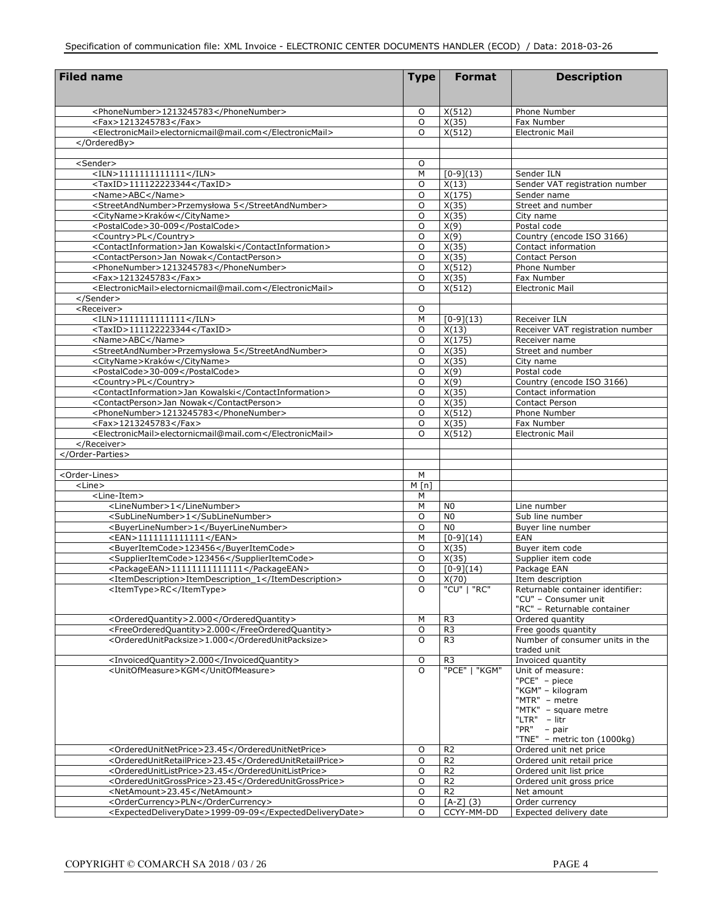| Filed name | Type | Format | Description |
| --- | --- | --- | --- |
| <PhoneNumber>1213245783</PhoneNumber> | O | X(512) | Phone Number |
| <Fax>1213245783</Fax> | O | X(35) | Fax Number |
| <ElectronicMail>electornicmail@mail.com</ElectronicMail> | O | X(512) | Electronic Mail |
| </OrderedBy> | | | |
| | | | |
| <Sender> | O | | |
| <ILN>1111111111111</ILN> | M | [0-9](13) | Sender ILN |
| <TaxID>111122223344</TaxID> | O | X(13) | Sender VAT registration number |
| <Name>ABC</Name> | O | X(175) | Sender name |
| <StreetAndNumber>Przemysłowa 5</StreetAndNumber> | O | X(35) | Street and number |
| <CityName>Kraków</CityName> | O | X(35) | City name |
| <PostalCode>30-009</PostalCode> | O | X(9) | Postal code |
| <Country>PL</Country> | O | X(9) | Country (encode ISO 3166) |
| <ContactInformation>Jan Kowalski</ContactInformation> | O | X(35) | Contact information |
| <ContactPerson>Jan Nowak</ContactPerson> | O | X(35) | Contact Person |
| <PhoneNumber>1213245783</PhoneNumber> | O | X(512) | Phone Number |
| <Fax>1213245783</Fax> | O | X(35) | Fax Number |
| <ElectronicMail>electornicmail@mail.com</ElectronicMail> | O | X(512) | Electronic Mail |
| </Sender> | | | |
| <Receiver> | O | | |
| <ILN>1111111111111</ILN> | M | [0-9](13) | Receiver ILN |
| <TaxID>111122223344</TaxID> | O | X(13) | Receiver VAT registration number |
| <Name>ABC</Name> | O | X(175) | Receiver name |
| <StreetAndNumber>Przemysłowa 5</StreetAndNumber> | O | X(35) | Street and number |
| <CityName>Kraków</CityName> | O | X(35) | City name |
| <PostalCode>30-009</PostalCode> | O | X(9) | Postal code |
| <Country>PL</Country> | O | X(9) | Country (encode ISO 3166) |
| <ContactInformation>Jan Kowalski</ContactInformation> | O | X(35) | Contact information |
| <ContactPerson>Jan Nowak</ContactPerson> | O | X(35) | Contact Person |
| <PhoneNumber>1213245783</PhoneNumber> | O | X(512) | Phone Number |
| <Fax>1213245783</Fax> | O | X(35) | Fax Number |
| <ElectronicMail>electornicmail@mail.com</ElectronicMail> | O | X(512) | Electronic Mail |
| </Receiver> | | | |
| </Order-Parties> | | | |
| | | | |
| <Order-Lines> | M | | |
| <Line> | M [n] | | |
| <Line-Item> | M | | |
| <LineNumber>1</LineNumber> | M | N0 | Line number |
| <SubLineNumber>1</SubLineNumber> | O | N0 | Sub line number |
| <BuyerLineNumber>1</BuyerLineNumber> | O | N0 | Buyer line number |
| <EAN>1111111111111</EAN> | M | [0-9](14) | EAN |
| <BuyerItemCode>123456</BuyerItemCode> | O | X(35) | Buyer item code |
| <SupplierItemCode>123456</SupplierItemCode> | O | X(35) | Supplier item code |
| <PackageEAN>11111111111111</PackageEAN> | O | [0-9](14) | Package EAN |
| <ItemDescription>ItemDescription_1</ItemDescription> | O | X(70) | Item description |
| <ItemType>RC</ItemType> | O | "CU" \| "RC" | Returnable container identifier: "CU" – Consumer unit "RC" – Returnable container |
| <OrderedQuantity>2.000</OrderedQuantity> | M | R3 | Ordered quantity |
| <FreeOrderedQuantity>2.000</FreeOrderedQuantity> | O | R3 | Free goods quantity |
| <OrderedUnitPacksize>1.000</OrderedUnitPacksize> | O | R3 | Number of consumer units in the traded unit |
| <InvoicedQuantity>2.000</InvoicedQuantity> | O | R3 | Invoiced quantity |
| <UnitOfMeasure>KGM</UnitOfMeasure> | O | "PCE" \| "KGM" | Unit of measure: "PCE" – piece "KGM" – kilogram "MTR" – metre "MTK" – square metre "LTR" – litr "PR" – pair "TNE" – metric ton (1000kg) |
| <OrderedUnitNetPrice>23.45</OrderedUnitNetPrice> | O | R2 | Ordered unit net price |
| <OrderedUnitRetailPrice>23.45</OrderedUnitRetailPrice> | O | R2 | Ordered unit retail price |
| <OrderedUnitListPrice>23.45</OrderedUnitListPrice> | O | R2 | Ordered unit list price |
| <OrderedUnitGrossPrice>23.45</OrderedUnitGrossPrice> | O | R2 | Ordered unit gross price |
| <NetAmount>23.45</NetAmount> | O | R2 | Net amount |
| <OrderCurrency>PLN</OrderCurrency> | O | [A-Z] (3) | Order currency |
| <ExpectedDeliveryDate>1999-09-09</ExpectedDeliveryDate> | O | CCYY-MM-DD | Expected delivery date |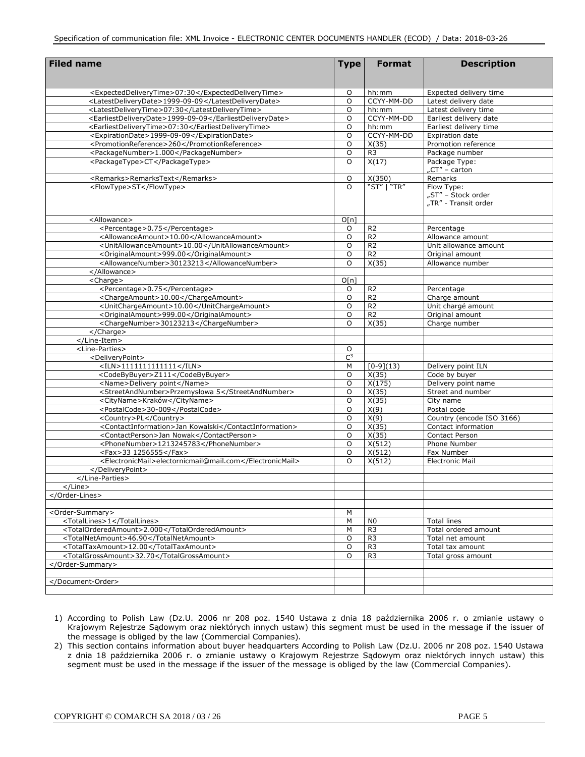| Filed name | Type | Format | Description |
|---|---|---|---|
| <ExpectedDeliveryTime>07:30</ExpectedDeliveryTime> | O | hh:mm | Expected delivery time |
| <LatestDeliveryDate>1999-09-09</LatestDeliveryDate> | O | CCYY-MM-DD | Latest delivery date |
| <LatestDeliveryTime>07:30</LatestDeliveryTime> | O | hh:mm | Latest delivery time |
| <EarliestDeliveryDate>1999-09-09</EarliestDeliveryDate> | O | CCYY-MM-DD | Earliest delivery date |
| <EarliestDeliveryTime>07:30</EarliestDeliveryTime> | O | hh:mm | Earliest delivery time |
| <ExpirationDate>1999-09-09</ExpirationDate> | O | CCYY-MM-DD | Expiration date |
| <PromotionReference>260</PromotionReference> | O | X(35) | Promotion reference |
| <PackageNumber>1.000</PackageNumber> | O | R3 | Package number |
| <PackageType>CT</PackageType> | O | X(17) | Package Type: „CT" – carton |
| <Remarks>RemarksText</Remarks> | O | X(350) | Remarks |
| <FlowType>ST</FlowType> | O | "ST" \| "TR" | Flow Type: „ST" – Stock order „TR" - Transit order |
| <Allowance> | O[n] | | |
| <Percentage>0.75</Percentage> | O | R2 | Percentage |
| <AllowanceAmount>10.00</AllowanceAmount> | O | R2 | Allowance amount |
| <UnitAllowanceAmount>10.00</UnitAllowanceAmount> | O | R2 | Unit allowance amount |
| <OriginalAmount>999.00</OriginalAmount> | O | R2 | Original amount |
| <AllowanceNumber>30123213</AllowanceNumber> | O | X(35) | Allowance number |
| </Allowance> | | | |
| <Charge> | O[n] | | |
| <Percentage>0.75</Percentage> | O | R2 | Percentage |
| <ChargeAmount>10.00</ChargeAmount> | O | R2 | Charge amount |
| <UnitChargeAmount>10.00</UnitChargeAmount> | O | R2 | Unit chargé amount |
| <OriginalAmount>999.00</OriginalAmount> | O | R2 | Original amount |
| <ChargeNumber>30123213</ChargeNumber> | O | X(35) | Charge number |
| </Charge> | | | |
| </Line-Item> | | | |
| <Line-Parties> | O | | |
| <DeliveryPoint> | C[3] | | |
| <ILN>1111111111111</ILN> | M | [0-9](13) | Delivery point ILN |
| <CodeByBuyer>Z111</CodeByBuyer> | O | X(35) | Code by buyer |
| <Name>Delivery point</Name> | O | X(175) | Delivery point name |
| <StreetAndNumber>Przemysłowa 5</StreetAndNumber> | O | X(35) | Street and number |
| <CityName>Kraków</CityName> | O | X(35) | City name |
| <PostalCode>30-009</PostalCode> | O | X(9) | Postal code |
| <Country>PL</Country> | O | X(9) | Country (encode ISO 3166) |
| <ContactInformation>Jan Kowalski</ContactInformation> | O | X(35) | Contact information |
| <ContactPerson>Jan Nowak</ContactPerson> | O | X(35) | Contact Person |
| <PhoneNumber>1213245783</PhoneNumber> | O | X(512) | Phone Number |
| <Fax>33 1256555</Fax> | O | X(512) | Fax Number |
| <ElectronicMail>electornicmail@mail.com</ElectronicMail> | O | X(512) | Electronic Mail |
| </DeliveryPoint> | | | |
| </Line-Parties> | | | |
| </Line> | | | |
| </Order-Lines> | | | |
| | | | |
| <Order-Summary> | M | | |
| <TotalLines>1</TotalLines> | M | N0 | Total lines |
| <TotalOrderedAmount>2.000</TotalOrderedAmount> | M | R3 | Total ordered amount |
| <TotalNetAmount>46.90</TotalNetAmount> | O | R3 | Total net amount |
| <TotalTaxAmount>12.00</TotalTaxAmount> | O | R3 | Total tax amount |
| <TotalGrossAmount>32.70</TotalGrossAmount> | O | R3 | Total gross amount |
| </Order-Summary> | | | |
| | | | |
| </Document-Order> | | | |

1) According to Polish Law (Dz.U. 2006 nr 208 poz. 1540 Ustawa z dnia 18 października 2006 r. o zmianie ustawy o Krajowym Rejestrze Sądowym oraz niektórych innych ustaw) this segment must be used in the message if the issuer of the message is obliged by the law (Commercial Companies).
2) This section contains information about buyer headquarters According to Polish Law (Dz.U. 2006 nr 208 poz. 1540 Ustawa z dnia 18 października 2006 r. o zmianie ustawy o Krajowym Rejestrze Sądowym oraz niektórych innych ustaw) this segment must be used in the message if the issuer of the message is obliged by the law (Commercial Companies).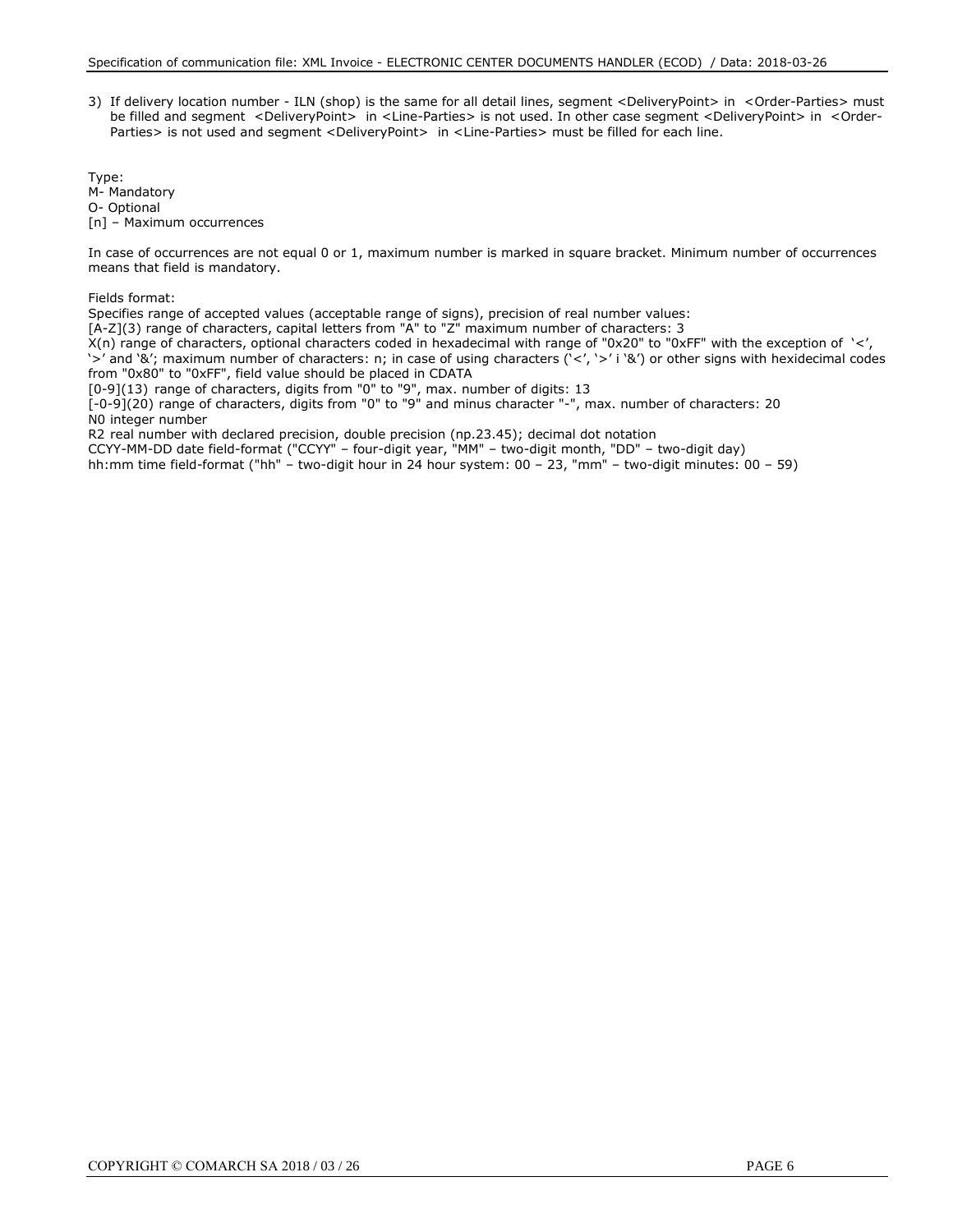3) If delivery location number - ILN (shop) is the same for all detail lines, segment <DeliveryPoint> in <Order-Parties> must be filled and segment <DeliveryPoint> in <Line-Parties> is not used. In other case segment <DeliveryPoint> in <Order-Parties> is not used and segment <DeliveryPoint> in <Line-Parties> must be filled for each line.

Type:
M- Mandatory
O- Optional
[n] – Maximum occurrences

In case of occurrences are not equal 0 or 1, maximum number is marked in square bracket. Minimum number of occurrences means that field is mandatory.

Fields format:
Specifies range of accepted values (acceptable range of signs), precision of real number values:
[A-Z](3) range of characters, capital letters from "A" to "Z" maximum number of characters: 3
X(n) range of characters, optional characters coded in hexadecimal with range of "0x20" to "0xFF" with the exception of '<', '>' and '&'; maximum number of characters: n; in case of using characters ('<', '>' i '&') or other signs with hexidecimal codes from "0x80" to "0xFF", field value should be placed in CDATA
[0-9](13) range of characters, digits from "0" to "9", max. number of digits: 13
[-0-9](20) range of characters, digits from "0" to "9" and minus character "-", max. number of characters: 20
N0 integer number
R2 real number with declared precision, double precision (np.23.45); decimal dot notation
CCYY-MM-DD date field-format ("CCYY" – four-digit year, "MM" – two-digit month, "DD" – two-digit day)
hh:mm time field-format ("hh" – two-digit hour in 24 hour system: 00 – 23, "mm" – two-digit minutes: 00 – 59)